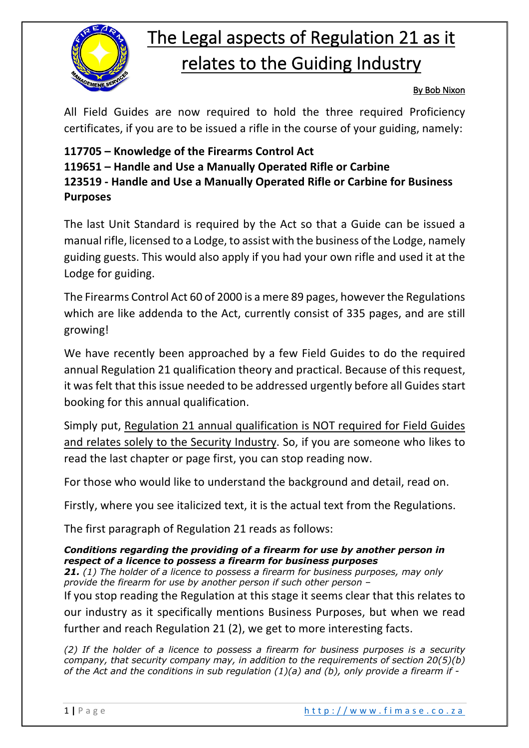# The Legal aspects of Regulation 21 as it relates to the Guiding Industry

By Bob Nixon

All Field Guides are now required to hold the three required Proficiency certificates, if you are to be issued a rifle in the course of your guiding, namely:

**117705 – Knowledge of the Firearms Control Act**
**119651 – Handle and Use a Manually Operated Rifle or Carbine**
**123519 - Handle and Use a Manually Operated Rifle or Carbine for Business Purposes**

The last Unit Standard is required by the Act so that a Guide can be issued a manual rifle, licensed to a Lodge, to assist with the business of the Lodge, namely guiding guests. This would also apply if you had your own rifle and used it at the Lodge for guiding.

The Firearms Control Act 60 of 2000 is a mere 89 pages, however the Regulations which are like addenda to the Act, currently consist of 335 pages, and are still growing!

We have recently been approached by a few Field Guides to do the required annual Regulation 21 qualification theory and practical. Because of this request, it was felt that this issue needed to be addressed urgently before all Guides start booking for this annual qualification.

Simply put, <u>Regulation 21 annual qualification is NOT required for Field Guides and relates solely to the Security Industry</u>. So, if you are someone who likes to read the last chapter or page first, you can stop reading now.

For those who would like to understand the background and detail, read on.

Firstly, where you see italicized text, it is the actual text from the Regulations.

The first paragraph of Regulation 21 reads as follows:

***Conditions regarding the providing of a firearm for use by another person in respect of a licence to possess a firearm for business purposes***
***21.*** *(1) The holder of a licence to possess a firearm for business purposes, may only provide the firearm for use by another person if such other person –*

If you stop reading the Regulation at this stage it seems clear that this relates to our industry as it specifically mentions Business Purposes, but when we read further and reach Regulation 21 (2), we get to more interesting facts.

*(2) If the holder of a licence to possess a firearm for business purposes is a security company, that security company may, in addition to the requirements of section 20(5)(b) of the Act and the conditions in sub regulation (1)(a) and (b), only provide a firearm if -*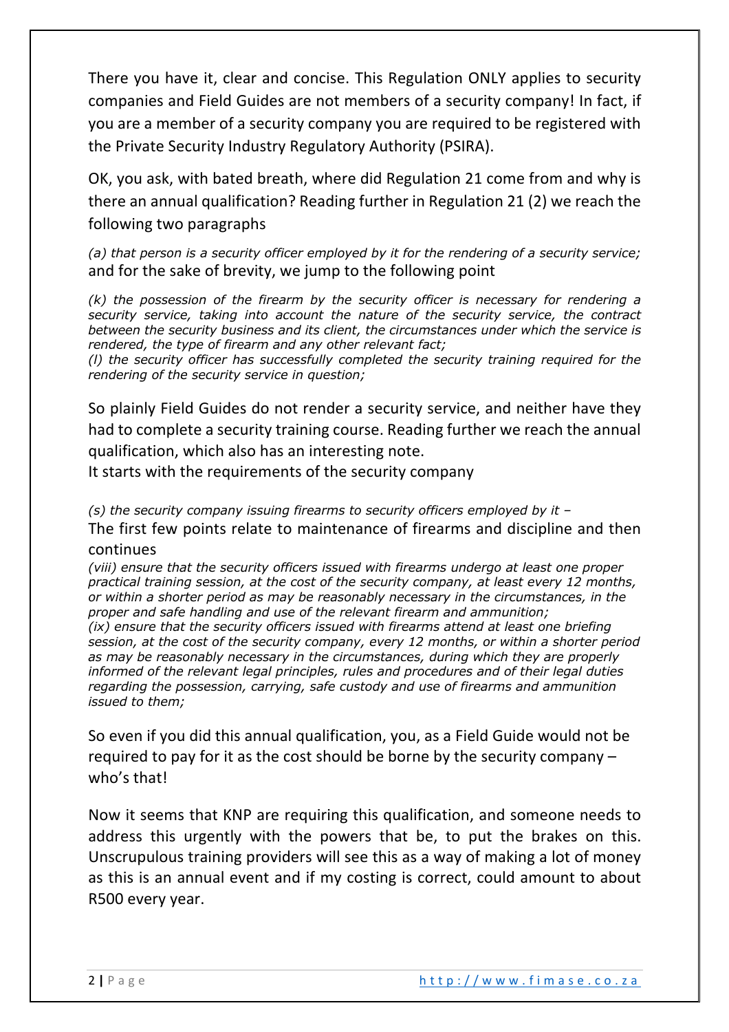There you have it, clear and concise. This Regulation ONLY applies to security companies and Field Guides are not members of a security company! In fact, if you are a member of a security company you are required to be registered with the Private Security Industry Regulatory Authority (PSIRA).

OK, you ask, with bated breath, where did Regulation 21 come from and why is there an annual qualification? Reading further in Regulation 21 (2) we reach the following two paragraphs

*(a) that person is a security officer employed by it for the rendering of a security service;*

and for the sake of brevity, we jump to the following point

*(k) the possession of the firearm by the security officer is necessary for rendering a security service, taking into account the nature of the security service, the contract between the security business and its client, the circumstances under which the service is rendered, the type of firearm and any other relevant fact;*

*(l) the security officer has successfully completed the security training required for the rendering of the security service in question;*

So plainly Field Guides do not render a security service, and neither have they had to complete a security training course. Reading further we reach the annual qualification, which also has an interesting note.

It starts with the requirements of the security company

*(s) the security company issuing firearms to security officers employed by it –*

The first few points relate to maintenance of firearms and discipline and then continues

*(viii) ensure that the security officers issued with firearms undergo at least one proper practical training session, at the cost of the security company, at least every 12 months, or within a shorter period as may be reasonably necessary in the circumstances, in the proper and safe handling and use of the relevant firearm and ammunition;*

*(ix) ensure that the security officers issued with firearms attend at least one briefing session, at the cost of the security company, every 12 months, or within a shorter period as may be reasonably necessary in the circumstances, during which they are properly informed of the relevant legal principles, rules and procedures and of their legal duties regarding the possession, carrying, safe custody and use of firearms and ammunition issued to them;*

So even if you did this annual qualification, you, as a Field Guide would not be required to pay for it as the cost should be borne by the security company – who's that!

Now it seems that KNP are requiring this qualification, and someone needs to address this urgently with the powers that be, to put the brakes on this. Unscrupulous training providers will see this as a way of making a lot of money as this is an annual event and if my costing is correct, could amount to about R500 every year.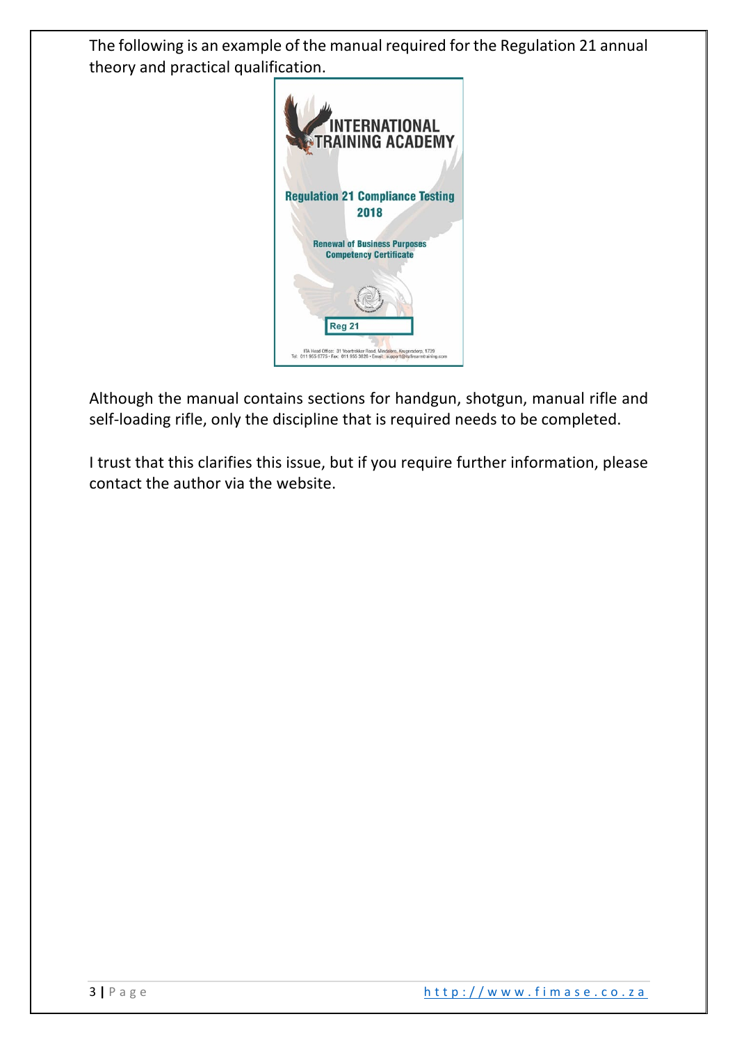The following is an example of the manual required for the Regulation 21 annual theory and practical qualification.

INTERNATIONAL TRAINING ACADEMY

Regulation 21 Compliance Testing 2018

Renewal of Business Purposes Competency Certificate

Reg 21

ITA Head Office: 31 Voortrekker Road, Mindalore, Krugersdorp, 1739
Tel: 011 955 6775 • Fax: 011 955 5826 • Email: support@itafirearmtraining.com

Although the manual contains sections for handgun, shotgun, manual rifle and self-loading rifle, only the discipline that is required needs to be completed.

I trust that this clarifies this issue, but if you require further information, please contact the author via the website.